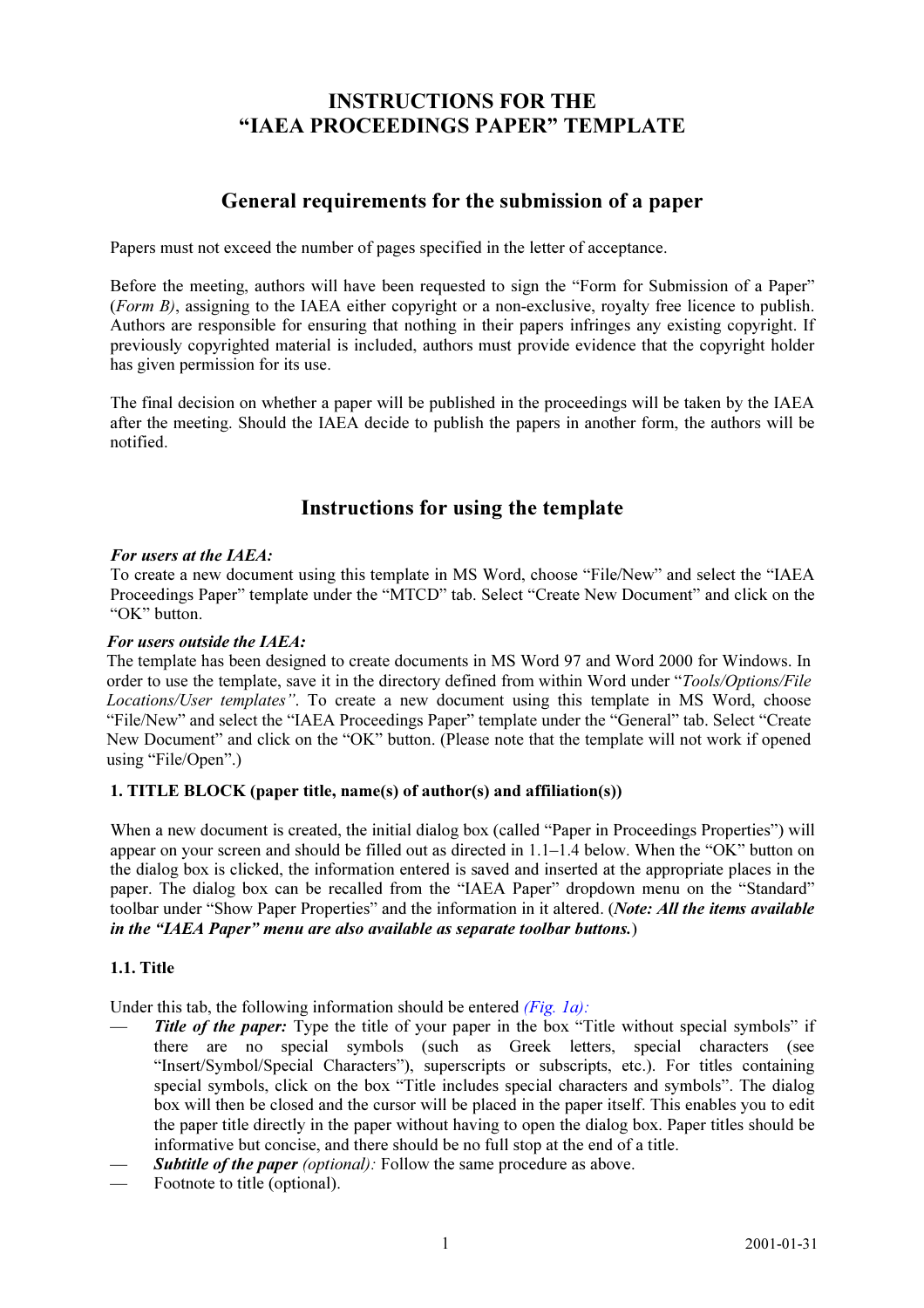# INSTRUCTIONS FOR THE "IAEA PROCEEDINGS PAPER" TEMPLATE

## General requirements for the submission of a paper

Papers must not exceed the number of pages specified in the letter of acceptance.

Before the meeting, authors will have been requested to sign the "Form for Submission of a Paper" (*Form B)*, assigning to the IAEA either copyright or a non-exclusive, royalty free licence to publish. Authors are responsible for ensuring that nothing in their papers infringes any existing copyright. If previously copyrighted material is included, authors must provide evidence that the copyright holder has given permission for its use.

The final decision on whether a paper will be published in the proceedings will be taken by the IAEA after the meeting. Should the IAEA decide to publish the papers in another form, the authors will be notified.

## Instructions for using the template

***For users at the IAEA:***
To create a new document using this template in MS Word, choose "File/New" and select the "IAEA Proceedings Paper" template under the "MTCD" tab. Select "Create New Document" and click on the "OK" button.

***For users outside the IAEA:***
The template has been designed to create documents in MS Word 97 and Word 2000 for Windows. In order to use the template, save it in the directory defined from within Word under "*Tools/Options/File Locations/User templates"*. To create a new document using this template in MS Word, choose "File/New" and select the "IAEA Proceedings Paper" template under the "General" tab. Select "Create New Document" and click on the "OK" button. (Please note that the template will not work if opened using "File/Open".)

**1. TITLE BLOCK (paper title, name(s) of author(s) and affiliation(s))**

When a new document is created, the initial dialog box (called "Paper in Proceedings Properties") will appear on your screen and should be filled out as directed in 1.1–1.4 below. When the "OK" button on the dialog box is clicked, the information entered is saved and inserted at the appropriate places in the paper. The dialog box can be recalled from the "IAEA Paper" dropdown menu on the "Standard" toolbar under "Show Paper Properties" and the information in it altered. (***Note: All the items available in the "IAEA Paper" menu are also available as separate toolbar buttons.***)

**1.1. Title**

Under this tab, the following information should be entered *(Fig. 1a):*

— ***Title of the paper:*** Type the title of your paper in the box "Title without special symbols" if there are no special symbols (such as Greek letters, special characters (see "Insert/Symbol/Special Characters"), superscripts or subscripts, etc.). For titles containing special symbols, click on the box "Title includes special characters and symbols". The dialog box will then be closed and the cursor will be placed in the paper itself. This enables you to edit the paper title directly in the paper without having to open the dialog box. Paper titles should be informative but concise, and there should be no full stop at the end of a title.
— ***Subtitle of the paper*** *(optional):* Follow the same procedure as above.
— Footnote to title (optional).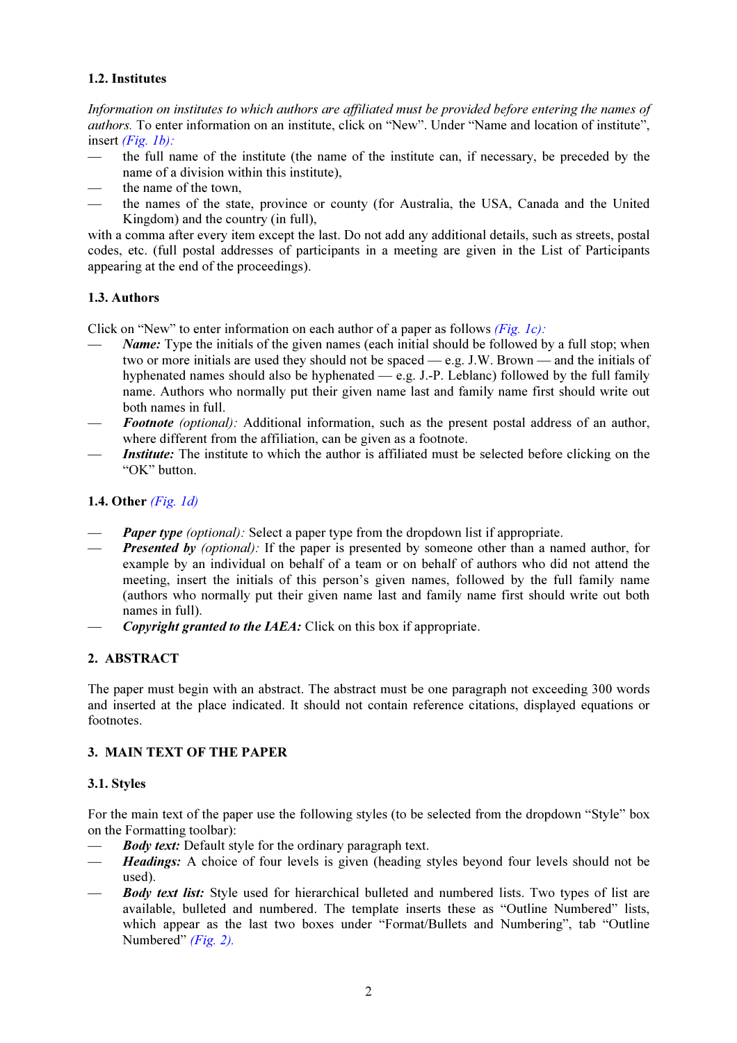### 1.2. Institutes

*Information on institutes to which authors are affiliated must be provided before entering the names of authors.* To enter information on an institute, click on "New". Under "Name and location of institute", insert *(Fig. 1b):*

— the full name of the institute (the name of the institute can, if necessary, be preceded by the name of a division within this institute),
— the name of the town,
— the names of the state, province or county (for Australia, the USA, Canada and the United Kingdom) and the country (in full),

with a comma after every item except the last. Do not add any additional details, such as streets, postal codes, etc. (full postal addresses of participants in a meeting are given in the List of Participants appearing at the end of the proceedings).

### 1.3. Authors

Click on "New" to enter information on each author of a paper as follows *(Fig. 1c):*

— ***Name:*** Type the initials of the given names (each initial should be followed by a full stop; when two or more initials are used they should not be spaced — e.g. J.W. Brown — and the initials of hyphenated names should also be hyphenated — e.g. J.-P. Leblanc) followed by the full family name. Authors who normally put their given name last and family name first should write out both names in full.
— ***Footnote*** *(optional):* Additional information, such as the present postal address of an author, where different from the affiliation, can be given as a footnote.
— ***Institute:*** The institute to which the author is affiliated must be selected before clicking on the "OK" button.

### 1.4. Other *(Fig. 1d)*

— ***Paper type*** *(optional):* Select a paper type from the dropdown list if appropriate.
— ***Presented by*** *(optional):* If the paper is presented by someone other than a named author, for example by an individual on behalf of a team or on behalf of authors who did not attend the meeting, insert the initials of this person's given names, followed by the full family name (authors who normally put their given name last and family name first should write out both names in full).
— ***Copyright granted to the IAEA:*** Click on this box if appropriate.

## 2. ABSTRACT

The paper must begin with an abstract. The abstract must be one paragraph not exceeding 300 words and inserted at the place indicated. It should not contain reference citations, displayed equations or footnotes.

## 3. MAIN TEXT OF THE PAPER

### 3.1. Styles

For the main text of the paper use the following styles (to be selected from the dropdown "Style" box on the Formatting toolbar):

— ***Body text:*** Default style for the ordinary paragraph text.
— ***Headings:*** A choice of four levels is given (heading styles beyond four levels should not be used).
— ***Body text list:*** Style used for hierarchical bulleted and numbered lists. Two types of list are available, bulleted and numbered. The template inserts these as "Outline Numbered" lists, which appear as the last two boxes under "Format/Bullets and Numbering", tab "Outline Numbered" *(Fig. 2).*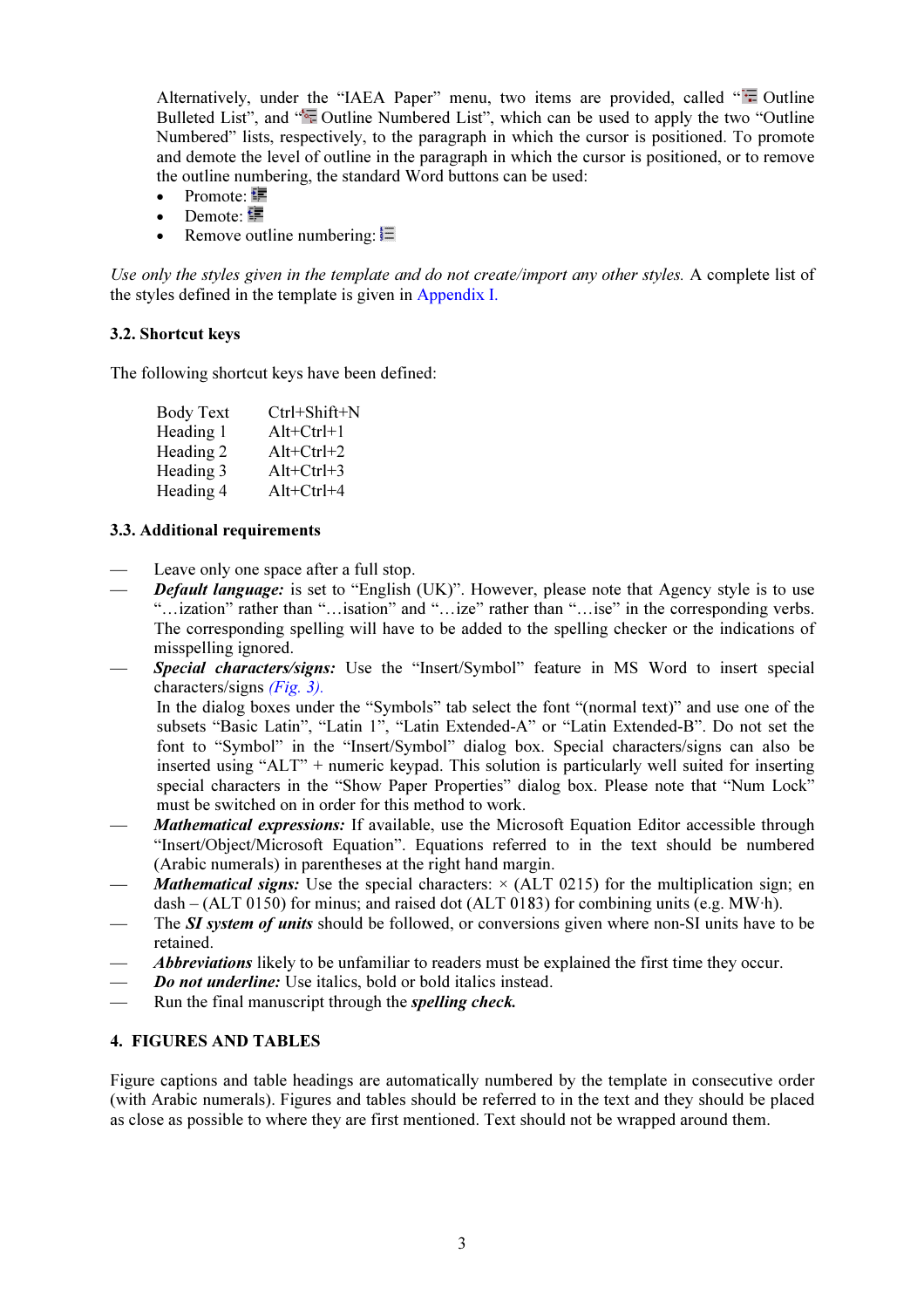Alternatively, under the "IAEA Paper" menu, two items are provided, called " Outline Bulleted List", and " Outline Numbered List", which can be used to apply the two "Outline Numbered" lists, respectively, to the paragraph in which the cursor is positioned. To promote and demote the level of outline in the paragraph in which the cursor is positioned, or to remove the outline numbering, the standard Word buttons can be used:

- Promote:
- Demote:
- Remove outline numbering:

*Use only the styles given in the template and do not create/import any other styles.* A complete list of the styles defined in the template is given in Appendix I.

### 3.2. Shortcut keys

The following shortcut keys have been defined:

| | |
|---|---|
| Body Text | Ctrl+Shift+N |
| Heading 1 | Alt+Ctrl+1 |
| Heading 2 | Alt+Ctrl+2 |
| Heading 3 | Alt+Ctrl+3 |
| Heading 4 | Alt+Ctrl+4 |

### 3.3. Additional requirements

— Leave only one space after a full stop.

— ***Default language:*** is set to "English (UK)". However, please note that Agency style is to use "…ization" rather than "…isation" and "…ize" rather than "…ise" in the corresponding verbs. The corresponding spelling will have to be added to the spelling checker or the indications of misspelling ignored.

— ***Special characters/signs:*** Use the "Insert/Symbol" feature in MS Word to insert special characters/signs *(Fig. 3).*
In the dialog boxes under the "Symbols" tab select the font "(normal text)" and use one of the subsets "Basic Latin", "Latin 1", "Latin Extended-A" or "Latin Extended-B". Do not set the font to "Symbol" in the "Insert/Symbol" dialog box. Special characters/signs can also be inserted using "ALT" + numeric keypad. This solution is particularly well suited for inserting special characters in the "Show Paper Properties" dialog box. Please note that "Num Lock" must be switched on in order for this method to work.

— ***Mathematical expressions:*** If available, use the Microsoft Equation Editor accessible through "Insert/Object/Microsoft Equation". Equations referred to in the text should be numbered (Arabic numerals) in parentheses at the right hand margin.

— ***Mathematical signs:*** Use the special characters: × (ALT 0215) for the multiplication sign; en dash – (ALT 0150) for minus; and raised dot (ALT 0183) for combining units (e.g. MW·h).

— The ***SI system of units*** should be followed, or conversions given where non-SI units have to be retained.

— ***Abbreviations*** likely to be unfamiliar to readers must be explained the first time they occur.

— ***Do not underline:*** Use italics, bold or bold italics instead.

— Run the final manuscript through the ***spelling check.***

## 4. FIGURES AND TABLES

Figure captions and table headings are automatically numbered by the template in consecutive order (with Arabic numerals). Figures and tables should be referred to in the text and they should be placed as close as possible to where they are first mentioned. Text should not be wrapped around them.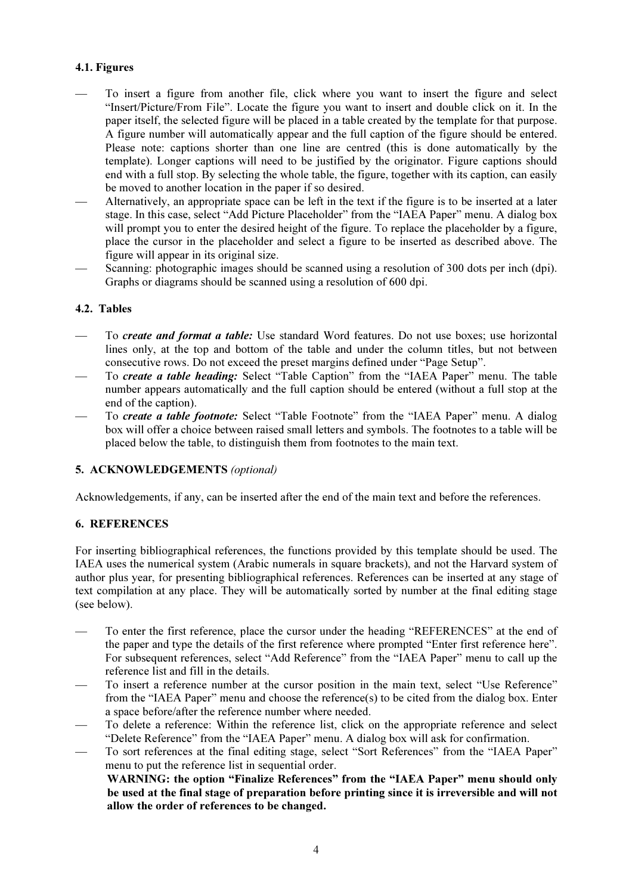### 4.1. Figures

- To insert a figure from another file, click where you want to insert the figure and select "Insert/Picture/From File". Locate the figure you want to insert and double click on it. In the paper itself, the selected figure will be placed in a table created by the template for that purpose. A figure number will automatically appear and the full caption of the figure should be entered. Please note: captions shorter than one line are centred (this is done automatically by the template). Longer captions will need to be justified by the originator. Figure captions should end with a full stop. By selecting the whole table, the figure, together with its caption, can easily be moved to another location in the paper if so desired.
- Alternatively, an appropriate space can be left in the text if the figure is to be inserted at a later stage. In this case, select "Add Picture Placeholder" from the "IAEA Paper" menu. A dialog box will prompt you to enter the desired height of the figure. To replace the placeholder by a figure, place the cursor in the placeholder and select a figure to be inserted as described above. The figure will appear in its original size.
- Scanning: photographic images should be scanned using a resolution of 300 dots per inch (dpi). Graphs or diagrams should be scanned using a resolution of 600 dpi.

### 4.2. Tables

- To ***create and format a table:*** Use standard Word features. Do not use boxes; use horizontal lines only, at the top and bottom of the table and under the column titles, but not between consecutive rows. Do not exceed the preset margins defined under "Page Setup".
- To ***create a table heading:*** Select "Table Caption" from the "IAEA Paper" menu. The table number appears automatically and the full caption should be entered (without a full stop at the end of the caption).
- To ***create a table footnote:*** Select "Table Footnote" from the "IAEA Paper" menu. A dialog box will offer a choice between raised small letters and symbols. The footnotes to a table will be placed below the table, to distinguish them from footnotes to the main text.

## 5. ACKNOWLEDGEMENTS *(optional)*

Acknowledgements, if any, can be inserted after the end of the main text and before the references.

## 6. REFERENCES

For inserting bibliographical references, the functions provided by this template should be used. The IAEA uses the numerical system (Arabic numerals in square brackets), and not the Harvard system of author plus year, for presenting bibliographical references. References can be inserted at any stage of text compilation at any place. They will be automatically sorted by number at the final editing stage (see below).

- To enter the first reference, place the cursor under the heading "REFERENCES" at the end of the paper and type the details of the first reference where prompted "Enter first reference here". For subsequent references, select "Add Reference" from the "IAEA Paper" menu to call up the reference list and fill in the details.
- To insert a reference number at the cursor position in the main text, select "Use Reference" from the "IAEA Paper" menu and choose the reference(s) to be cited from the dialog box. Enter a space before/after the reference number where needed.
- To delete a reference: Within the reference list, click on the appropriate reference and select "Delete Reference" from the "IAEA Paper" menu. A dialog box will ask for confirmation.
- To sort references at the final editing stage, select "Sort References" from the "IAEA Paper" menu to put the reference list in sequential order.

  **WARNING: the option "Finalize References" from the "IAEA Paper" menu should only be used at the final stage of preparation before printing since it is irreversible and will not allow the order of references to be changed.**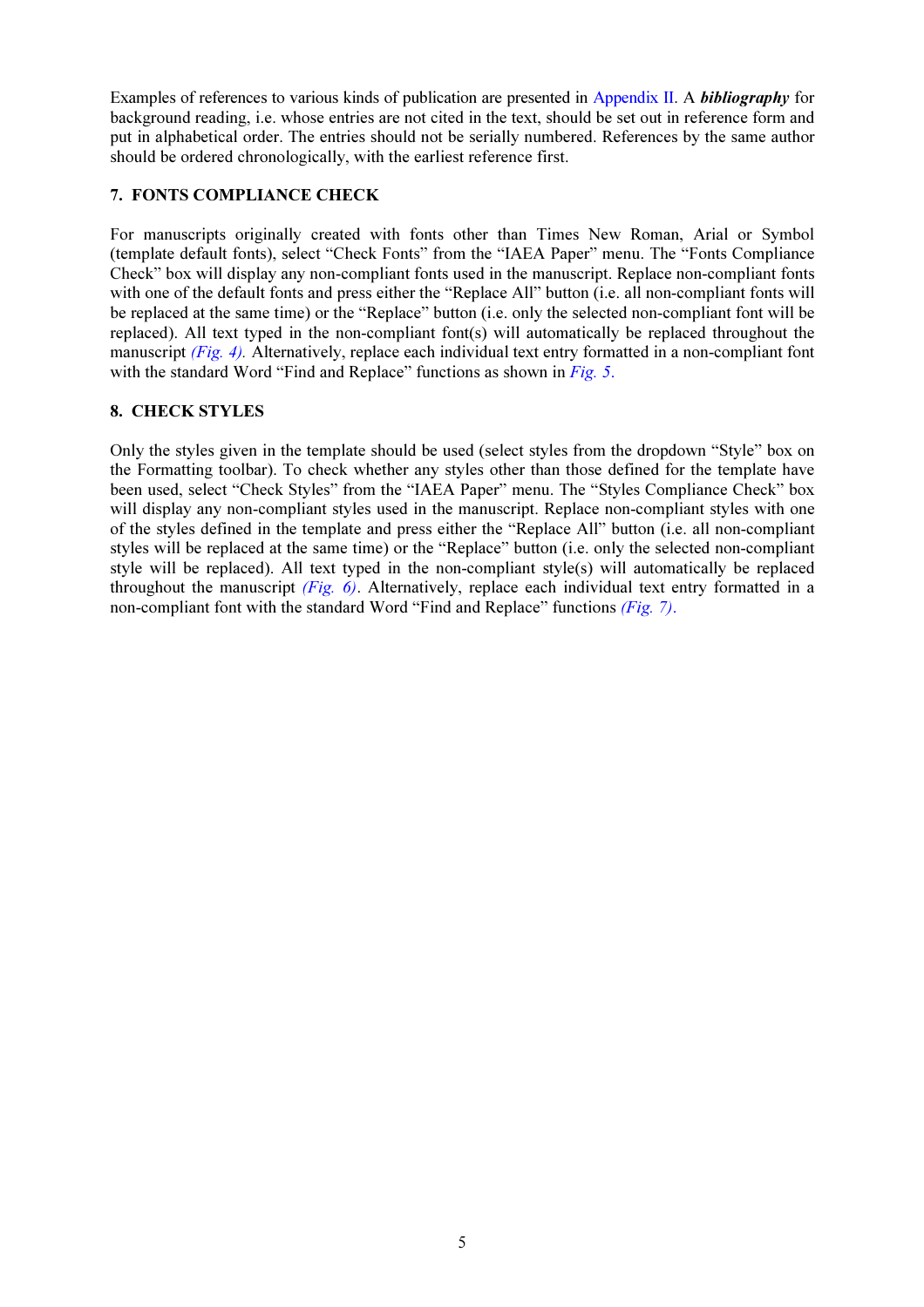Examples of references to various kinds of publication are presented in Appendix II. A ***bibliography*** for background reading, i.e. whose entries are not cited in the text, should be set out in reference form and put in alphabetical order. The entries should not be serially numbered. References by the same author should be ordered chronologically, with the earliest reference first.

## 7. FONTS COMPLIANCE CHECK

For manuscripts originally created with fonts other than Times New Roman, Arial or Symbol (template default fonts), select “Check Fonts” from the “IAEA Paper” menu. The “Fonts Compliance Check” box will display any non-compliant fonts used in the manuscript. Replace non-compliant fonts with one of the default fonts and press either the “Replace All” button (i.e. all non-compliant fonts will be replaced at the same time) or the “Replace” button (i.e. only the selected non-compliant font will be replaced). All text typed in the non-compliant font(s) will automatically be replaced throughout the manuscript *(Fig. 4)*. Alternatively, replace each individual text entry formatted in a non-compliant font with the standard Word “Find and Replace” functions as shown in *Fig. 5*.

## 8. CHECK STYLES

Only the styles given in the template should be used (select styles from the dropdown “Style” box on the Formatting toolbar). To check whether any styles other than those defined for the template have been used, select “Check Styles” from the “IAEA Paper” menu. The “Styles Compliance Check” box will display any non-compliant styles used in the manuscript. Replace non-compliant styles with one of the styles defined in the template and press either the “Replace All” button (i.e. all non-compliant styles will be replaced at the same time) or the “Replace” button (i.e. only the selected non-compliant style will be replaced). All text typed in the non-compliant style(s) will automatically be replaced throughout the manuscript *(Fig. 6)*. Alternatively, replace each individual text entry formatted in a non-compliant font with the standard Word “Find and Replace” functions *(Fig. 7)*.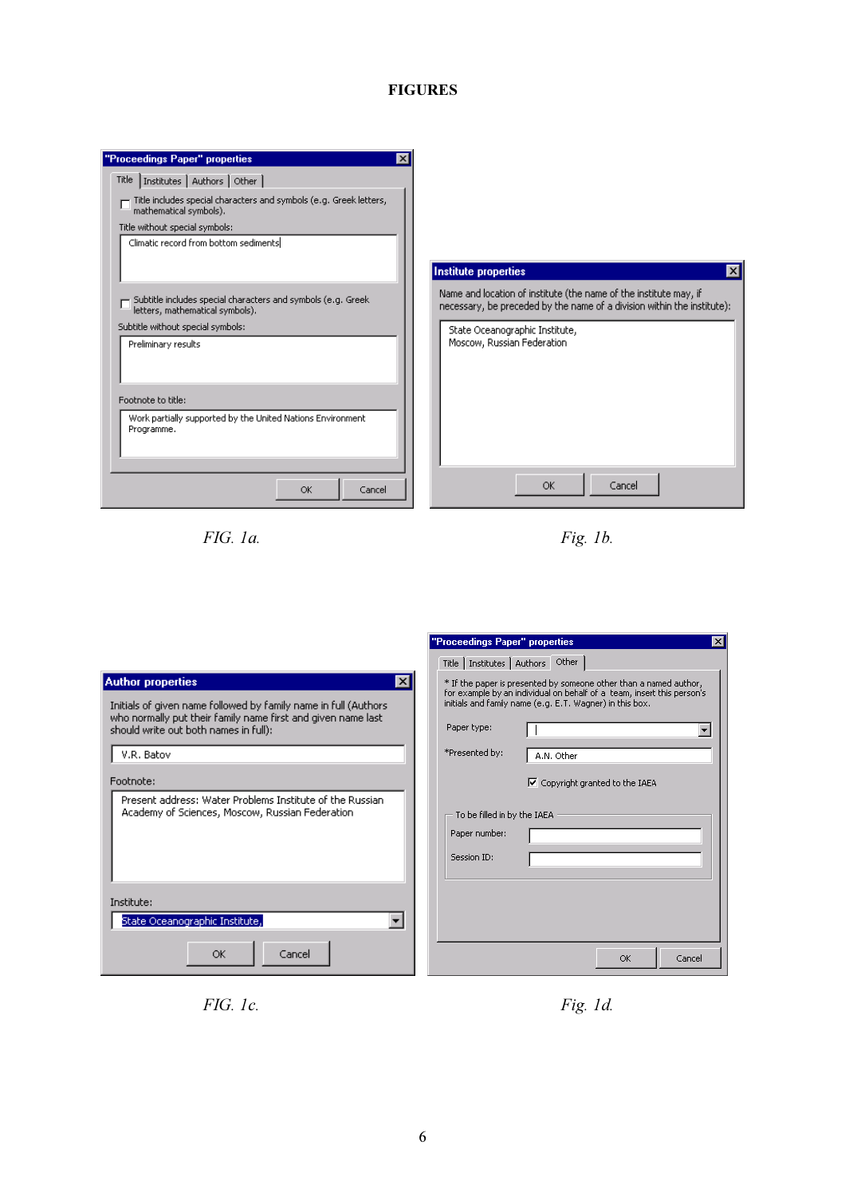# FIGURES

**"Proceedings Paper" properties**

Title | Institutes | Authors | Other

☐ Title includes special characters and symbols (e.g. Greek letters, mathematical symbols).

Title without special symbols:

Climatic record from bottom sediments

☐ Subtitle includes special characters and symbols (e.g. Greek letters, mathematical symbols).

Subtitle without special symbols:

Preliminary results

Footnote to title:

Work partially supported by the United Nations Environment Programme.

OK | Cancel

*FIG. 1a.*

**Institute properties**

Name and location of institute (the name of the institute may, if necessary, be preceded by the name of a division within the institute):

State Oceanographic Institute,
Moscow, Russian Federation

OK | Cancel

*Fig. 1b.*

**Author properties**

Initials of given name followed by family name in full (Authors who normally put their family name first and given name last should write out both names in full):

V.R. Batov

Footnote:

Present address: Water Problems Institute of the Russian Academy of Sciences, Moscow, Russian Federation

Institute:

State Oceanographic Institute,

OK | Cancel

*FIG. 1c.*

**"Proceedings Paper" properties**

Title | Institutes | Authors | Other

* If the paper is presented by someone other than a named author, for example by an individual on behalf of a team, insert this person's initials and family name (e.g. E.T. Wagner) in this box.

Paper type:

*Presented by: A.N. Other

☑ Copyright granted to the IAEA

To be filled in by the IAEA

Paper number:

Session ID:

OK | Cancel

*Fig. 1d.*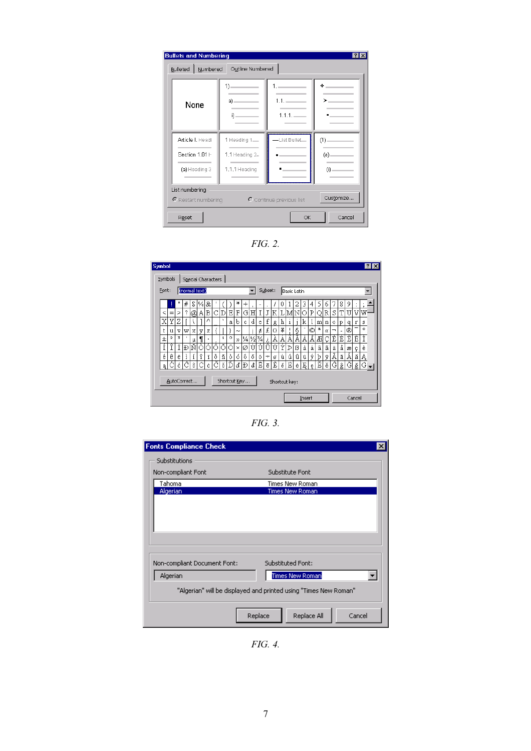*FIG. 2.*

*FIG. 3.*

*FIG. 4.*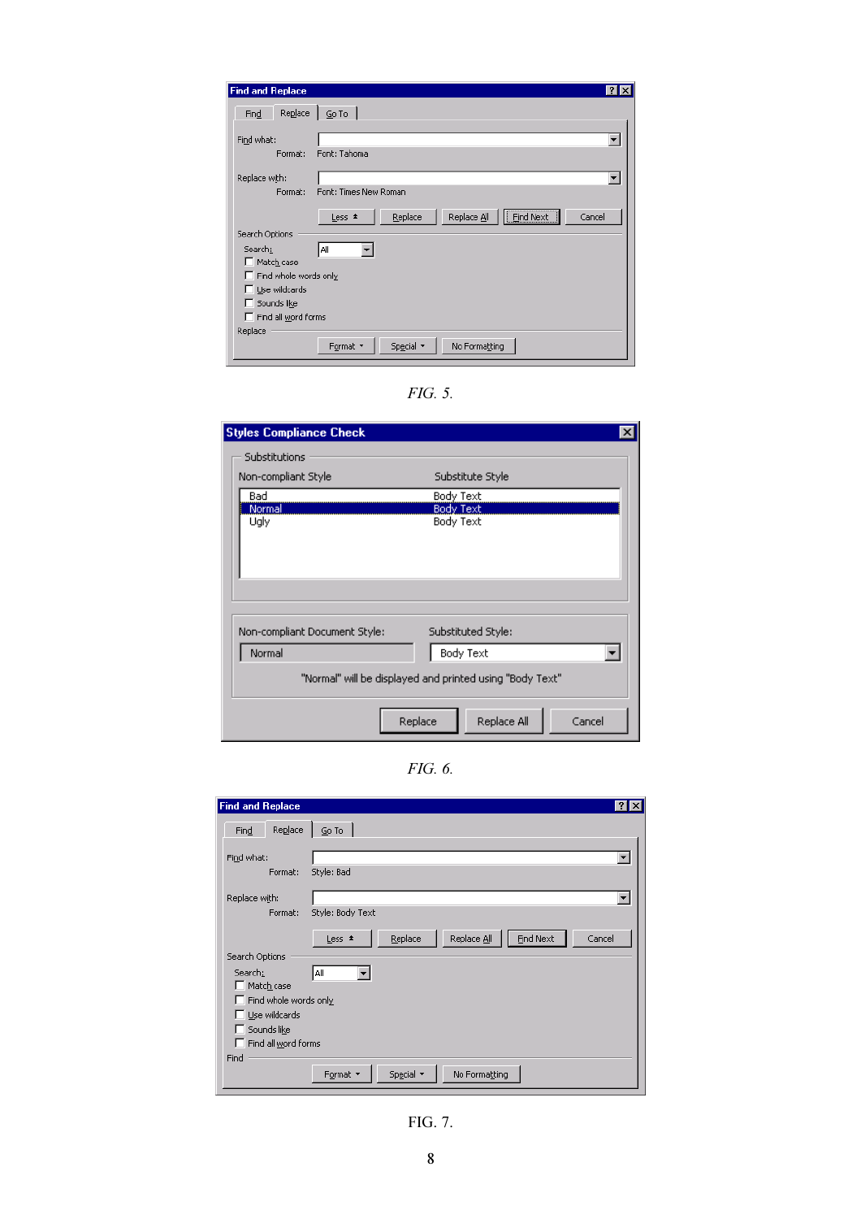FIG. 5.

FIG. 6.

FIG. 7.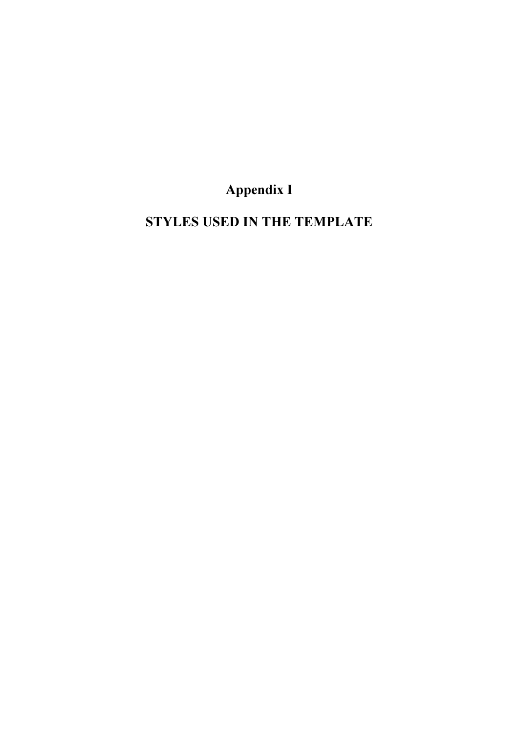# Appendix I

# STYLES USED IN THE TEMPLATE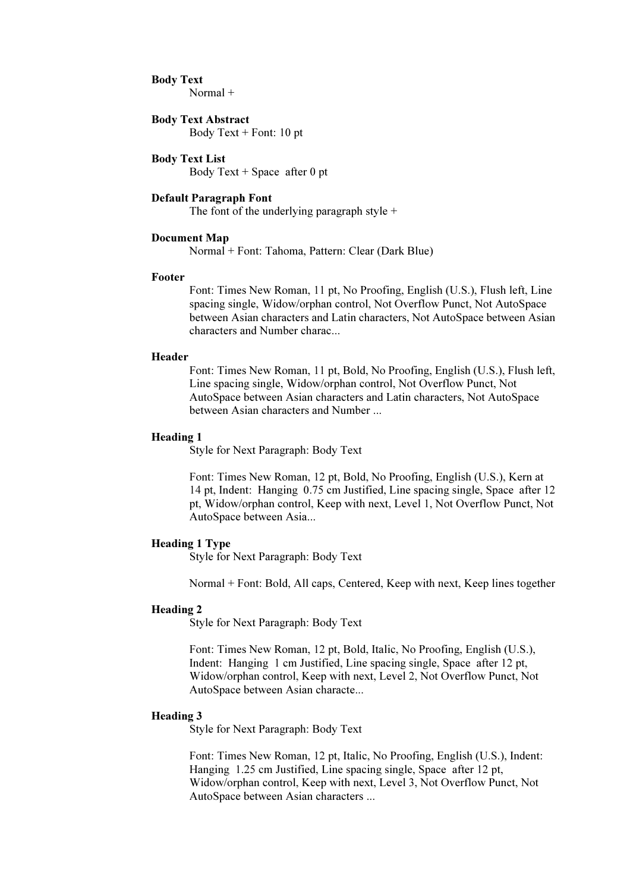**Body Text**

Normal +

**Body Text Abstract**

Body Text + Font: 10 pt

**Body Text List**

Body Text + Space after 0 pt

**Default Paragraph Font**

The font of the underlying paragraph style +

**Document Map**

Normal + Font: Tahoma, Pattern: Clear (Dark Blue)

**Footer**

Font: Times New Roman, 11 pt, No Proofing, English (U.S.), Flush left, Line spacing single, Widow/orphan control, Not Overflow Punct, Not AutoSpace between Asian characters and Latin characters, Not AutoSpace between Asian characters and Number charac...

**Header**

Font: Times New Roman, 11 pt, Bold, No Proofing, English (U.S.), Flush left, Line spacing single, Widow/orphan control, Not Overflow Punct, Not AutoSpace between Asian characters and Latin characters, Not AutoSpace between Asian characters and Number ...

**Heading 1**

Style for Next Paragraph: Body Text

Font: Times New Roman, 12 pt, Bold, No Proofing, English (U.S.), Kern at 14 pt, Indent: Hanging 0.75 cm Justified, Line spacing single, Space after 12 pt, Widow/orphan control, Keep with next, Level 1, Not Overflow Punct, Not AutoSpace between Asia...

**Heading 1 Type**

Style for Next Paragraph: Body Text

Normal + Font: Bold, All caps, Centered, Keep with next, Keep lines together

**Heading 2**

Style for Next Paragraph: Body Text

Font: Times New Roman, 12 pt, Bold, Italic, No Proofing, English (U.S.), Indent: Hanging 1 cm Justified, Line spacing single, Space after 12 pt, Widow/orphan control, Keep with next, Level 2, Not Overflow Punct, Not AutoSpace between Asian characte...

**Heading 3**

Style for Next Paragraph: Body Text

Font: Times New Roman, 12 pt, Italic, No Proofing, English (U.S.), Indent: Hanging 1.25 cm Justified, Line spacing single, Space after 12 pt, Widow/orphan control, Keep with next, Level 3, Not Overflow Punct, Not AutoSpace between Asian characters ...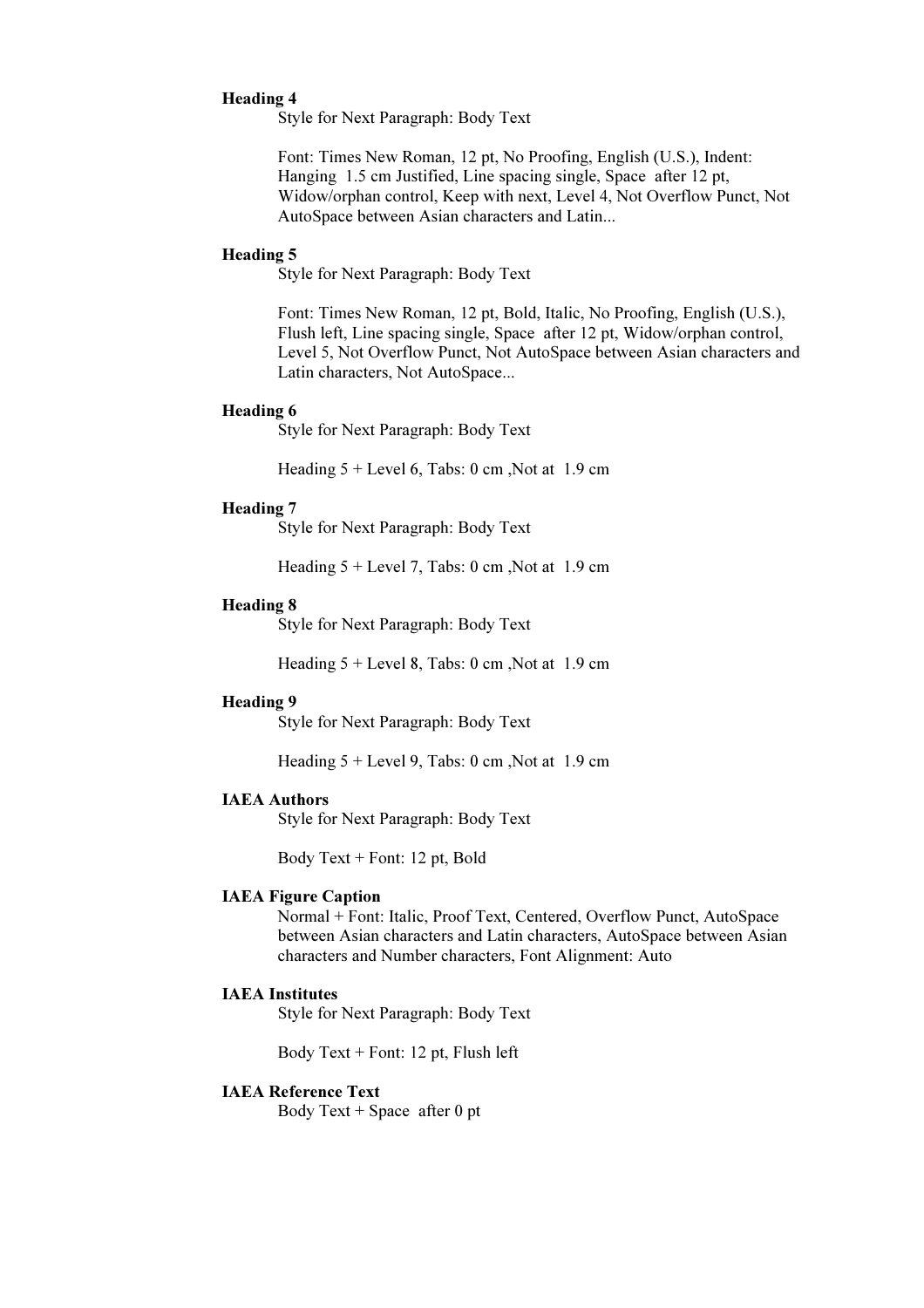**Heading 4**

Style for Next Paragraph: Body Text

Font: Times New Roman, 12 pt, No Proofing, English (U.S.), Indent: Hanging 1.5 cm Justified, Line spacing single, Space after 12 pt, Widow/orphan control, Keep with next, Level 4, Not Overflow Punct, Not AutoSpace between Asian characters and Latin...

**Heading 5**

Style for Next Paragraph: Body Text

Font: Times New Roman, 12 pt, Bold, Italic, No Proofing, English (U.S.), Flush left, Line spacing single, Space after 12 pt, Widow/orphan control, Level 5, Not Overflow Punct, Not AutoSpace between Asian characters and Latin characters, Not AutoSpace...

**Heading 6**

Style for Next Paragraph: Body Text

Heading 5 + Level 6, Tabs: 0 cm ,Not at 1.9 cm

**Heading 7**

Style for Next Paragraph: Body Text

Heading 5 + Level 7, Tabs: 0 cm ,Not at 1.9 cm

**Heading 8**

Style for Next Paragraph: Body Text

Heading 5 + Level 8, Tabs: 0 cm ,Not at 1.9 cm

**Heading 9**

Style for Next Paragraph: Body Text

Heading 5 + Level 9, Tabs: 0 cm ,Not at 1.9 cm

**IAEA Authors**

Style for Next Paragraph: Body Text

Body Text + Font: 12 pt, Bold

**IAEA Figure Caption**

Normal + Font: Italic, Proof Text, Centered, Overflow Punct, AutoSpace between Asian characters and Latin characters, AutoSpace between Asian characters and Number characters, Font Alignment: Auto

**IAEA Institutes**

Style for Next Paragraph: Body Text

Body Text + Font: 12 pt, Flush left

**IAEA Reference Text**

Body Text + Space after 0 pt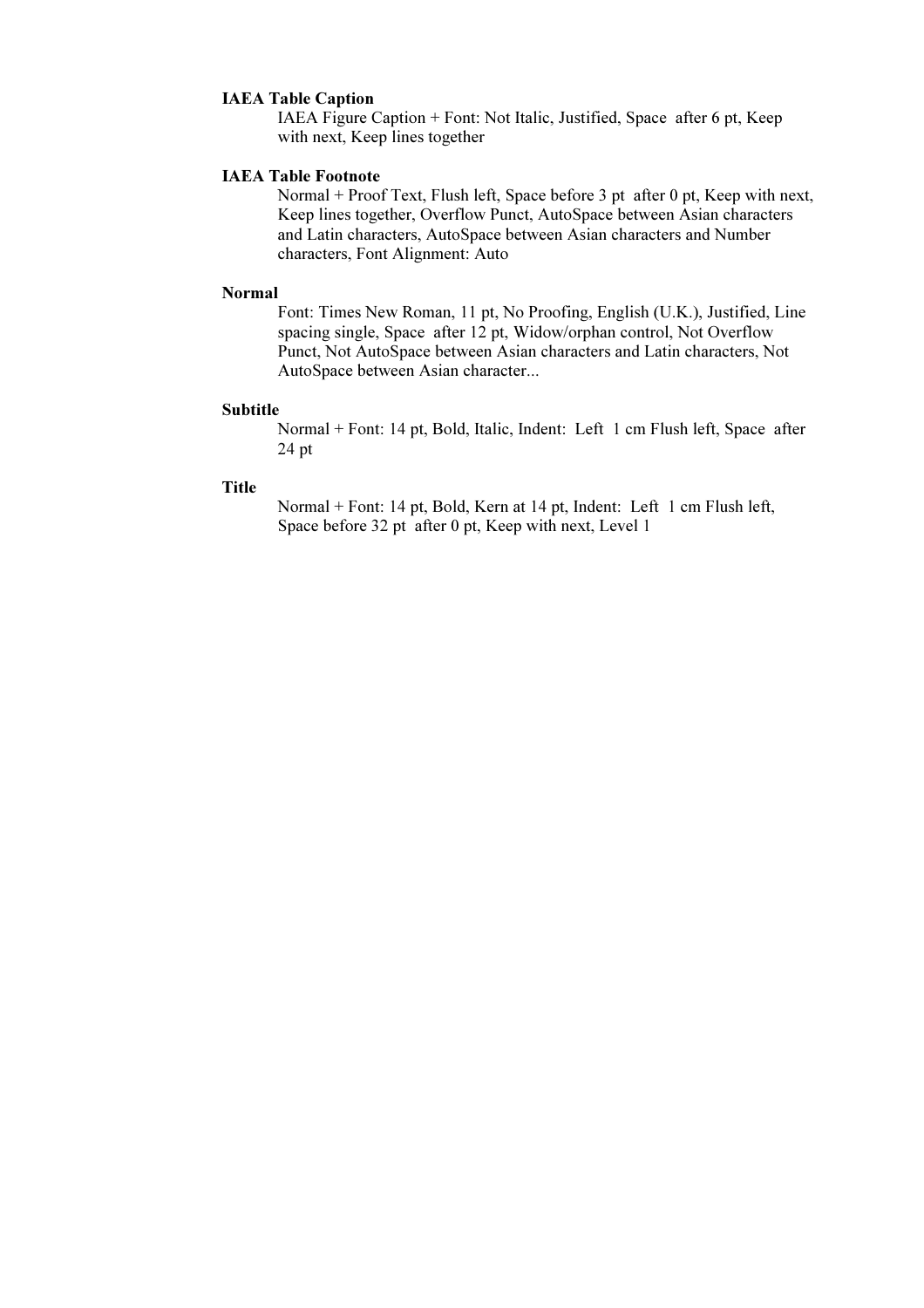**IAEA Table Caption**

IAEA Figure Caption + Font: Not Italic, Justified, Space after 6 pt, Keep with next, Keep lines together

**IAEA Table Footnote**

Normal + Proof Text, Flush left, Space before 3 pt after 0 pt, Keep with next, Keep lines together, Overflow Punct, AutoSpace between Asian characters and Latin characters, AutoSpace between Asian characters and Number characters, Font Alignment: Auto

**Normal**

Font: Times New Roman, 11 pt, No Proofing, English (U.K.), Justified, Line spacing single, Space after 12 pt, Widow/orphan control, Not Overflow Punct, Not AutoSpace between Asian characters and Latin characters, Not AutoSpace between Asian character...

**Subtitle**

Normal + Font: 14 pt, Bold, Italic, Indent: Left 1 cm Flush left, Space after 24 pt

**Title**

Normal + Font: 14 pt, Bold, Kern at 14 pt, Indent: Left 1 cm Flush left, Space before 32 pt after 0 pt, Keep with next, Level 1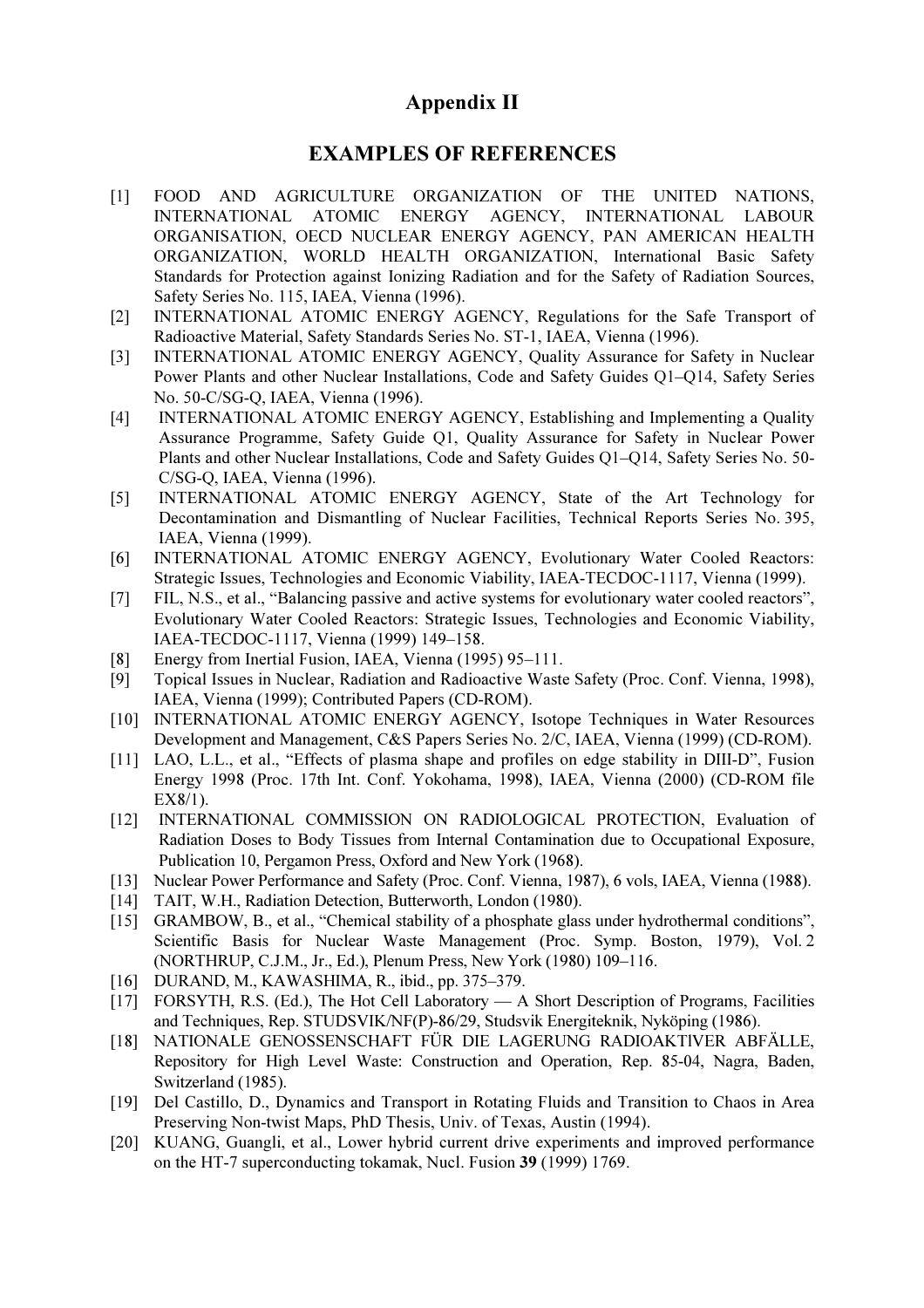# Appendix II

## EXAMPLES OF REFERENCES

[1] FOOD AND AGRICULTURE ORGANIZATION OF THE UNITED NATIONS, INTERNATIONAL ATOMIC ENERGY AGENCY, INTERNATIONAL LABOUR ORGANISATION, OECD NUCLEAR ENERGY AGENCY, PAN AMERICAN HEALTH ORGANIZATION, WORLD HEALTH ORGANIZATION, International Basic Safety Standards for Protection against Ionizing Radiation and for the Safety of Radiation Sources, Safety Series No. 115, IAEA, Vienna (1996).

[2] INTERNATIONAL ATOMIC ENERGY AGENCY, Regulations for the Safe Transport of Radioactive Material, Safety Standards Series No. ST-1, IAEA, Vienna (1996).

[3] INTERNATIONAL ATOMIC ENERGY AGENCY, Quality Assurance for Safety in Nuclear Power Plants and other Nuclear Installations, Code and Safety Guides Q1–Q14, Safety Series No. 50-C/SG-Q, IAEA, Vienna (1996).

[4] INTERNATIONAL ATOMIC ENERGY AGENCY, Establishing and Implementing a Quality Assurance Programme, Safety Guide Q1, Quality Assurance for Safety in Nuclear Power Plants and other Nuclear Installations, Code and Safety Guides Q1–Q14, Safety Series No. 50-C/SG-Q, IAEA, Vienna (1996).

[5] INTERNATIONAL ATOMIC ENERGY AGENCY, State of the Art Technology for Decontamination and Dismantling of Nuclear Facilities, Technical Reports Series No. 395, IAEA, Vienna (1999).

[6] INTERNATIONAL ATOMIC ENERGY AGENCY, Evolutionary Water Cooled Reactors: Strategic Issues, Technologies and Economic Viability, IAEA-TECDOC-1117, Vienna (1999).

[7] FIL, N.S., et al., "Balancing passive and active systems for evolutionary water cooled reactors", Evolutionary Water Cooled Reactors: Strategic Issues, Technologies and Economic Viability, IAEA-TECDOC-1117, Vienna (1999) 149–158.

[8] Energy from Inertial Fusion, IAEA, Vienna (1995) 95–111.

[9] Topical Issues in Nuclear, Radiation and Radioactive Waste Safety (Proc. Conf. Vienna, 1998), IAEA, Vienna (1999); Contributed Papers (CD-ROM).

[10] INTERNATIONAL ATOMIC ENERGY AGENCY, Isotope Techniques in Water Resources Development and Management, C&S Papers Series No. 2/C, IAEA, Vienna (1999) (CD-ROM).

[11] LAO, L.L., et al., "Effects of plasma shape and profiles on edge stability in DIII-D", Fusion Energy 1998 (Proc. 17th Int. Conf. Yokohama, 1998), IAEA, Vienna (2000) (CD-ROM file EX8/1).

[12] INTERNATIONAL COMMISSION ON RADIOLOGICAL PROTECTION, Evaluation of Radiation Doses to Body Tissues from Internal Contamination due to Occupational Exposure, Publication 10, Pergamon Press, Oxford and New York (1968).

[13] Nuclear Power Performance and Safety (Proc. Conf. Vienna, 1987), 6 vols, IAEA, Vienna (1988).

[14] TAIT, W.H., Radiation Detection, Butterworth, London (1980).

[15] GRAMBOW, B., et al., "Chemical stability of a phosphate glass under hydrothermal conditions", Scientific Basis for Nuclear Waste Management (Proc. Symp. Boston, 1979), Vol. 2 (NORTHRUP, C.J.M., Jr., Ed.), Plenum Press, New York (1980) 109–116.

[16] DURAND, M., KAWASHIMA, R., ibid., pp. 375–379.

[17] FORSYTH, R.S. (Ed.), The Hot Cell Laboratory — A Short Description of Programs, Facilities and Techniques, Rep. STUDSVIK/NF(P)-86/29, Studsvik Energiteknik, Nyköping (1986).

[18] NATIONALE GENOSSENSCHAFT FÜR DIE LAGERUNG RADIOAKTIVER ABFÄLLE, Repository for High Level Waste: Construction and Operation, Rep. 85-04, Nagra, Baden, Switzerland (1985).

[19] Del Castillo, D., Dynamics and Transport in Rotating Fluids and Transition to Chaos in Area Preserving Non-twist Maps, PhD Thesis, Univ. of Texas, Austin (1994).

[20] KUANG, Guangli, et al., Lower hybrid current drive experiments and improved performance on the HT-7 superconducting tokamak, Nucl. Fusion **39** (1999) 1769.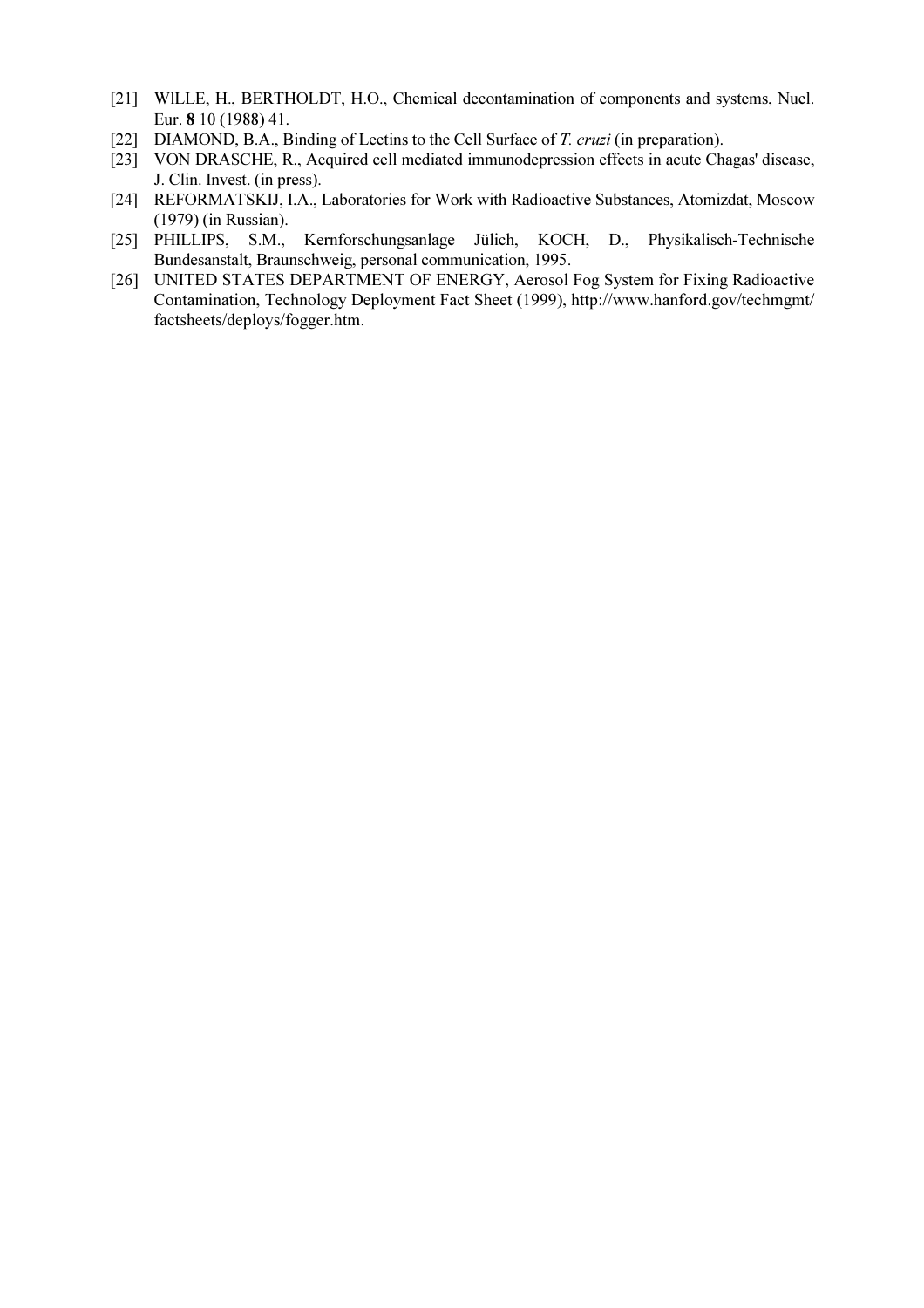[21] WILLE, H., BERTHOLDT, H.O., Chemical decontamination of components and systems, Nucl. Eur. **8** 10 (1988) 41.

[22] DIAMOND, B.A., Binding of Lectins to the Cell Surface of *T. cruzi* (in preparation).

[23] VON DRASCHE, R., Acquired cell mediated immunodepression effects in acute Chagas' disease, J. Clin. Invest. (in press).

[24] REFORMATSKIJ, I.A., Laboratories for Work with Radioactive Substances, Atomizdat, Moscow (1979) (in Russian).

[25] PHILLIPS, S.M., Kernforschungsanlage Jülich, KOCH, D., Physikalisch-Technische Bundesanstalt, Braunschweig, personal communication, 1995.

[26] UNITED STATES DEPARTMENT OF ENERGY, Aerosol Fog System for Fixing Radioactive Contamination, Technology Deployment Fact Sheet (1999), http://www.hanford.gov/techmgmt/factsheets/deploys/fogger.htm.